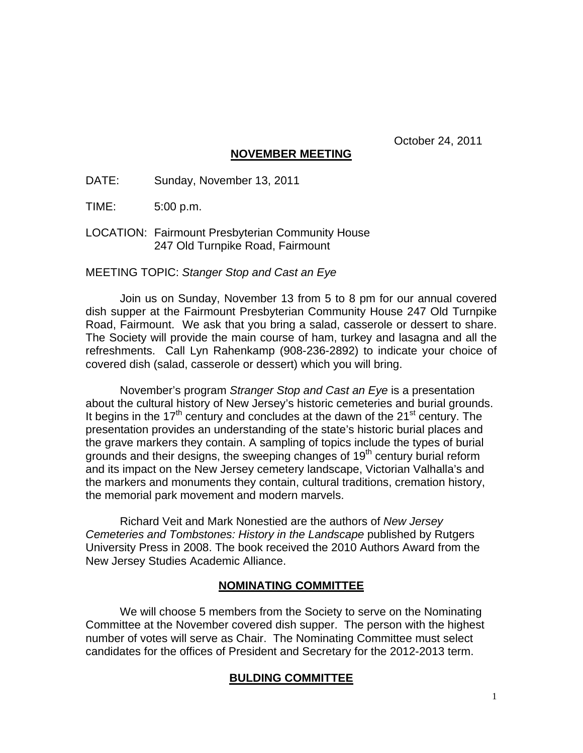October 24, 2011

## NOVEMBER MEETING

DATE: Sunday, November 13, 2011

TIME: 5:00 p.m.

LOCATION: Fairmount Presbyterian Community House
247 Old Turnpike Road, Fairmount

MEETING TOPIC: *Stanger Stop and Cast an Eye*

Join us on Sunday, November 13 from 5 to 8 pm for our annual covered dish supper at the Fairmount Presbyterian Community House 247 Old Turnpike Road, Fairmount. We ask that you bring a salad, casserole or dessert to share. The Society will provide the main course of ham, turkey and lasagna and all the refreshments. Call Lyn Rahenkamp (908-236-2892) to indicate your choice of covered dish (salad, casserole or dessert) which you will bring.

November's program *Stranger Stop and Cast an Eye* is a presentation about the cultural history of New Jersey's historic cemeteries and burial grounds. It begins in the 17th century and concludes at the dawn of the 21st century. The presentation provides an understanding of the state's historic burial places and the grave markers they contain. A sampling of topics include the types of burial grounds and their designs, the sweeping changes of 19th century burial reform and its impact on the New Jersey cemetery landscape, Victorian Valhalla's and the markers and monuments they contain, cultural traditions, cremation history, the memorial park movement and modern marvels.

Richard Veit and Mark Nonestied are the authors of *New Jersey Cemeteries and Tombstones: History in the Landscape* published by Rutgers University Press in 2008. The book received the 2010 Authors Award from the New Jersey Studies Academic Alliance.

## NOMINATING COMMITTEE

We will choose 5 members from the Society to serve on the Nominating Committee at the November covered dish supper. The person with the highest number of votes will serve as Chair. The Nominating Committee must select candidates for the offices of President and Secretary for the 2012-2013 term.

## BULDING COMMITTEE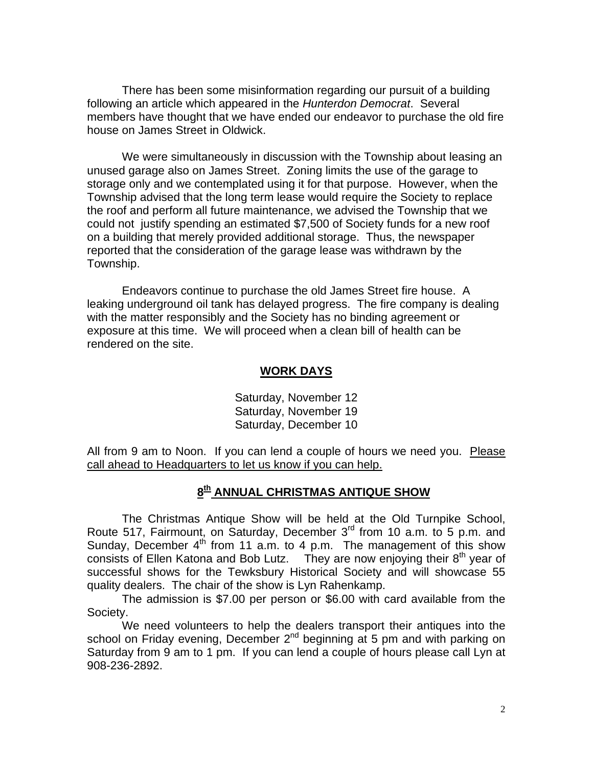There has been some misinformation regarding our pursuit of a building following an article which appeared in the *Hunterdon Democrat*. Several members have thought that we have ended our endeavor to purchase the old fire house on James Street in Oldwick.

We were simultaneously in discussion with the Township about leasing an unused garage also on James Street. Zoning limits the use of the garage to storage only and we contemplated using it for that purpose. However, when the Township advised that the long term lease would require the Society to replace the roof and perform all future maintenance, we advised the Township that we could not justify spending an estimated $7,500 of Society funds for a new roof on a building that merely provided additional storage. Thus, the newspaper reported that the consideration of the garage lease was withdrawn by the Township.

Endeavors continue to purchase the old James Street fire house. A leaking underground oil tank has delayed progress. The fire company is dealing with the matter responsibly and the Society has no binding agreement or exposure at this time. We will proceed when a clean bill of health can be rendered on the site.

## WORK DAYS

Saturday, November 12
Saturday, November 19
Saturday, December 10

All from 9 am to Noon. If you can lend a couple of hours we need you. <u>Please call ahead to Headquarters to let us know if you can help.</u>

## 8th ANNUAL CHRISTMAS ANTIQUE SHOW

The Christmas Antique Show will be held at the Old Turnpike School, Route 517, Fairmount, on Saturday, December 3rd from 10 a.m. to 5 p.m. and Sunday, December 4th from 11 a.m. to 4 p.m. The management of this show consists of Ellen Katona and Bob Lutz. They are now enjoying their 8th year of successful shows for the Tewksbury Historical Society and will showcase 55 quality dealers. The chair of the show is Lyn Rahenkamp.

The admission is $7.00 per person or $6.00 with card available from the Society.

We need volunteers to help the dealers transport their antiques into the school on Friday evening, December 2nd beginning at 5 pm and with parking on Saturday from 9 am to 1 pm. If you can lend a couple of hours please call Lyn at 908-236-2892.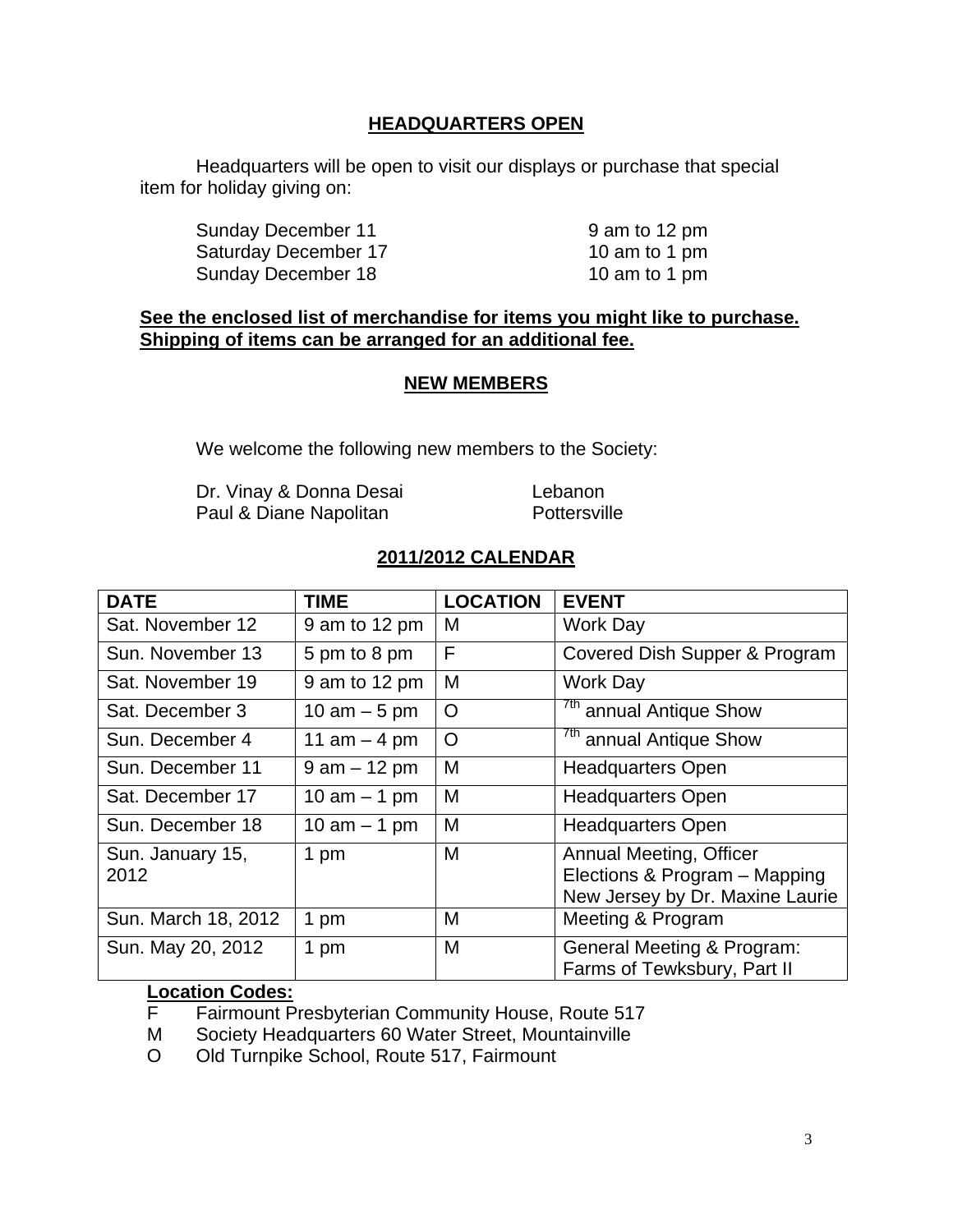## HEADQUARTERS OPEN

Headquarters will be open to visit our displays or purchase that special item for holiday giving on:

| | |
|---|---|
| Sunday December 11 | 9 am to 12 pm |
| Saturday December 17 | 10 am to 1 pm |
| Sunday December 18 | 10 am to 1 pm |

**See the enclosed list of merchandise for items you might like to purchase. Shipping of items can be arranged for an additional fee.**

## NEW MEMBERS

We welcome the following new members to the Society:

| | |
|---|---|
| Dr. Vinay & Donna Desai | Lebanon |
| Paul & Diane Napolitan | Pottersville |

## 2011/2012 CALENDAR

| DATE | TIME | LOCATION | EVENT |
|---|---|---|---|
| Sat. November 12 | 9 am to 12 pm | M | Work Day |
| Sun. November 13 | 5 pm to 8 pm | F | Covered Dish Supper & Program |
| Sat. November 19 | 9 am to 12 pm | M | Work Day |
| Sat. December 3 | 10 am – 5 pm | O | 7th annual Antique Show |
| Sun. December 4 | 11 am – 4 pm | O | 7th annual Antique Show |
| Sun. December 11 | 9 am – 12 pm | M | Headquarters Open |
| Sat. December 17 | 10 am – 1 pm | M | Headquarters Open |
| Sun. December 18 | 10 am – 1 pm | M | Headquarters Open |
| Sun. January 15, 2012 | 1 pm | M | Annual Meeting, Officer Elections & Program – Mapping New Jersey by Dr. Maxine Laurie |
| Sun. March 18, 2012 | 1 pm | M | Meeting & Program |
| Sun. May 20, 2012 | 1 pm | M | General Meeting & Program: Farms of Tewksbury, Part II |

**Location Codes:**

F Fairmount Presbyterian Community House, Route 517
M Society Headquarters 60 Water Street, Mountainville
O Old Turnpike School, Route 517, Fairmount